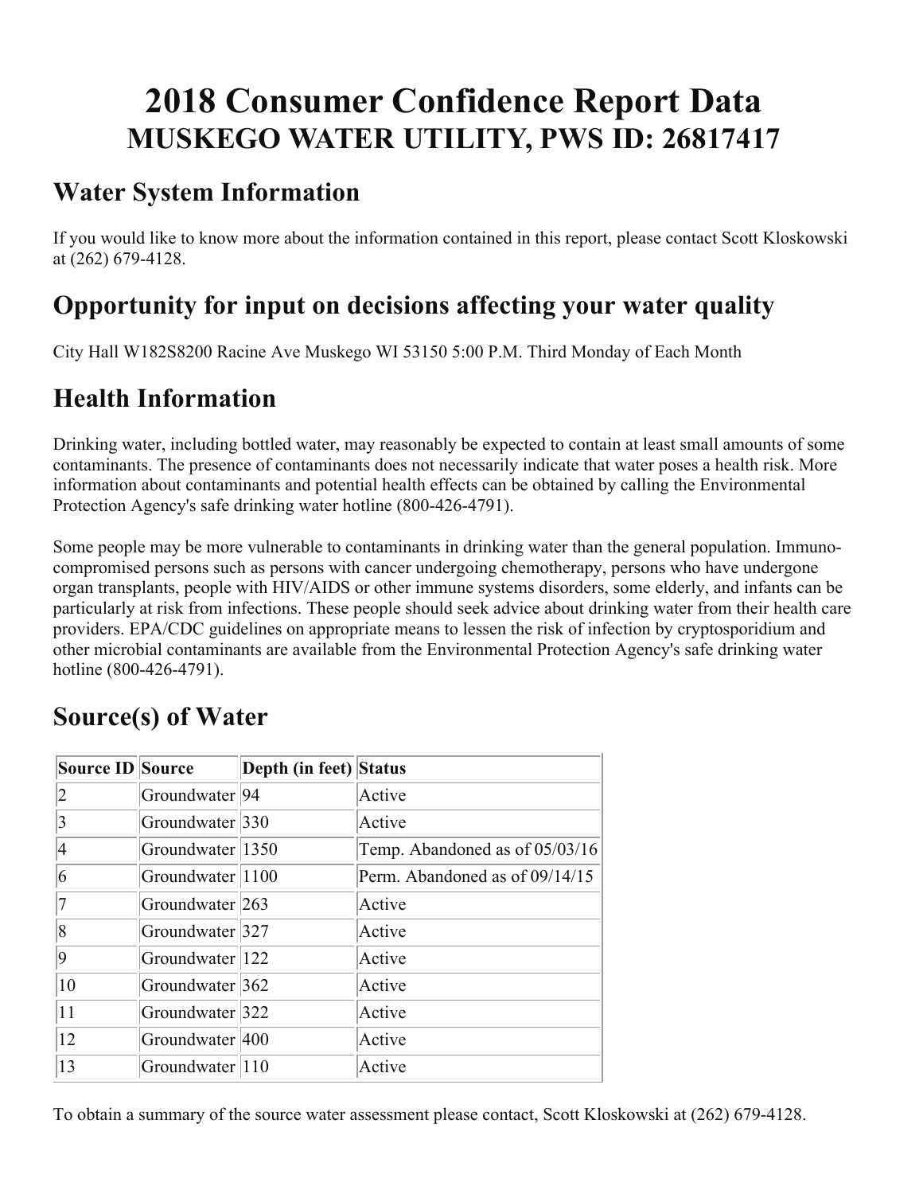# 2018 Consumer Confidence Report Data
## MUSKEGO WATER UTILITY, PWS ID: 26817417

## Water System Information

If you would like to know more about the information contained in this report, please contact Scott Kloskowski at (262) 679-4128.

## Opportunity for input on decisions affecting your water quality

City Hall W182S8200 Racine Ave Muskego WI 53150 5:00 P.M. Third Monday of Each Month

## Health Information

Drinking water, including bottled water, may reasonably be expected to contain at least small amounts of some contaminants. The presence of contaminants does not necessarily indicate that water poses a health risk. More information about contaminants and potential health effects can be obtained by calling the Environmental Protection Agency's safe drinking water hotline (800-426-4791).

Some people may be more vulnerable to contaminants in drinking water than the general population. Immuno-compromised persons such as persons with cancer undergoing chemotherapy, persons who have undergone organ transplants, people with HIV/AIDS or other immune systems disorders, some elderly, and infants can be particularly at risk from infections. These people should seek advice about drinking water from their health care providers. EPA/CDC guidelines on appropriate means to lessen the risk of infection by cryptosporidium and other microbial contaminants are available from the Environmental Protection Agency's safe drinking water hotline (800-426-4791).

## Source(s) of Water

| Source ID | Source | Depth (in feet) | Status |
|---|---|---|---|
| 2 | Groundwater | 94 | Active |
| 3 | Groundwater | 330 | Active |
| 4 | Groundwater | 1350 | Temp. Abandoned as of 05/03/16 |
| 6 | Groundwater | 1100 | Perm. Abandoned as of 09/14/15 |
| 7 | Groundwater | 263 | Active |
| 8 | Groundwater | 327 | Active |
| 9 | Groundwater | 122 | Active |
| 10 | Groundwater | 362 | Active |
| 11 | Groundwater | 322 | Active |
| 12 | Groundwater | 400 | Active |
| 13 | Groundwater | 110 | Active |

To obtain a summary of the source water assessment please contact, Scott Kloskowski at (262) 679-4128.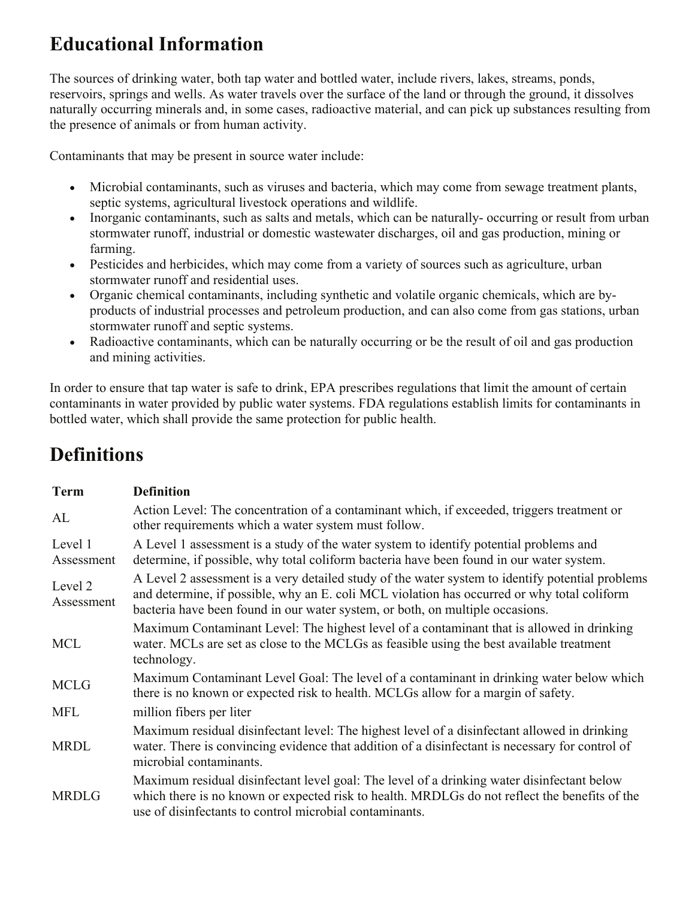## Educational Information

The sources of drinking water, both tap water and bottled water, include rivers, lakes, streams, ponds, reservoirs, springs and wells. As water travels over the surface of the land or through the ground, it dissolves naturally occurring minerals and, in some cases, radioactive material, and can pick up substances resulting from the presence of animals or from human activity.

Contaminants that may be present in source water include:

- Microbial contaminants, such as viruses and bacteria, which may come from sewage treatment plants, septic systems, agricultural livestock operations and wildlife.
- Inorganic contaminants, such as salts and metals, which can be naturally- occurring or result from urban stormwater runoff, industrial or domestic wastewater discharges, oil and gas production, mining or farming.
- Pesticides and herbicides, which may come from a variety of sources such as agriculture, urban stormwater runoff and residential uses.
- Organic chemical contaminants, including synthetic and volatile organic chemicals, which are by-products of industrial processes and petroleum production, and can also come from gas stations, urban stormwater runoff and septic systems.
- Radioactive contaminants, which can be naturally occurring or be the result of oil and gas production and mining activities.

In order to ensure that tap water is safe to drink, EPA prescribes regulations that limit the amount of certain contaminants in water provided by public water systems. FDA regulations establish limits for contaminants in bottled water, which shall provide the same protection for public health.

## Definitions

| Term | Definition |
|---|---|
| AL | Action Level: The concentration of a contaminant which, if exceeded, triggers treatment or other requirements which a water system must follow. |
| Level 1 Assessment | A Level 1 assessment is a study of the water system to identify potential problems and determine, if possible, why total coliform bacteria have been found in our water system. |
| Level 2 Assessment | A Level 2 assessment is a very detailed study of the water system to identify potential problems and determine, if possible, why an E. coli MCL violation has occurred or why total coliform bacteria have been found in our water system, or both, on multiple occasions. |
| MCL | Maximum Contaminant Level: The highest level of a contaminant that is allowed in drinking water. MCLs are set as close to the MCLGs as feasible using the best available treatment technology. |
| MCLG | Maximum Contaminant Level Goal: The level of a contaminant in drinking water below which there is no known or expected risk to health. MCLGs allow for a margin of safety. |
| MFL | million fibers per liter |
| MRDL | Maximum residual disinfectant level: The highest level of a disinfectant allowed in drinking water. There is convincing evidence that addition of a disinfectant is necessary for control of microbial contaminants. |
| MRDLG | Maximum residual disinfectant level goal: The level of a drinking water disinfectant below which there is no known or expected risk to health. MRDLGs do not reflect the benefits of the use of disinfectants to control microbial contaminants. |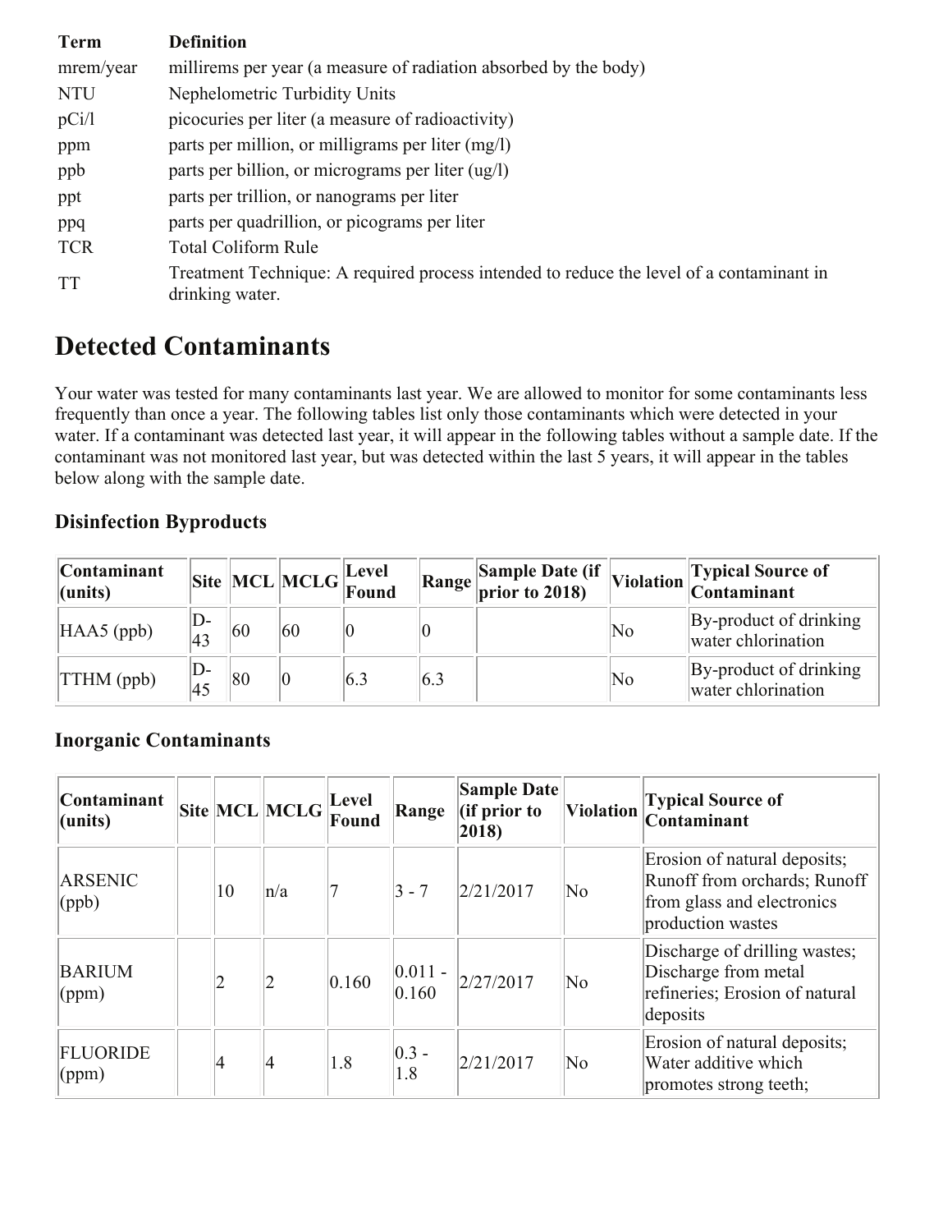| Term | Definition |
| --- | --- |
| mrem/year | millirems per year (a measure of radiation absorbed by the body) |
| NTU | Nephelometric Turbidity Units |
| pCi/l | picocuries per liter (a measure of radioactivity) |
| ppm | parts per million, or milligrams per liter (mg/l) |
| ppb | parts per billion, or micrograms per liter (ug/l) |
| ppt | parts per trillion, or nanograms per liter |
| ppq | parts per quadrillion, or picograms per liter |
| TCR | Total Coliform Rule |
| TT | Treatment Technique: A required process intended to reduce the level of a contaminant in drinking water. |

# Detected Contaminants

Your water was tested for many contaminants last year. We are allowed to monitor for some contaminants less frequently than once a year. The following tables list only those contaminants which were detected in your water. If a contaminant was detected last year, it will appear in the following tables without a sample date. If the contaminant was not monitored last year, but was detected within the last 5 years, it will appear in the tables below along with the sample date.

### Disinfection Byproducts

| Contaminant (units) | Site | MCL | MCLG | Level Found | Range | Sample Date (if prior to 2018) | Violation | Typical Source of Contaminant |
| --- | --- | --- | --- | --- | --- | --- | --- | --- |
| HAA5 (ppb) | D-43 | 60 | 60 | 0 | 0 | | No | By-product of drinking water chlorination |
| TTHM (ppb) | D-45 | 80 | 0 | 6.3 | 6.3 | | No | By-product of drinking water chlorination |

### Inorganic Contaminants

| Contaminant (units) | Site | MCL | MCLG | Level Found | Range | Sample Date (if prior to 2018) | Violation | Typical Source of Contaminant |
| --- | --- | --- | --- | --- | --- | --- | --- | --- |
| ARSENIC (ppb) | | 10 | n/a | 7 | 3 - 7 | 2/21/2017 | No | Erosion of natural deposits; Runoff from orchards; Runoff from glass and electronics production wastes |
| BARIUM (ppm) | | 2 | 2 | 0.160 | 0.011 - 0.160 | 2/27/2017 | No | Discharge of drilling wastes; Discharge from metal refineries; Erosion of natural deposits |
| FLUORIDE (ppm) | | 4 | 4 | 1.8 | 0.3 - 1.8 | 2/21/2017 | No | Erosion of natural deposits; Water additive which promotes strong teeth; |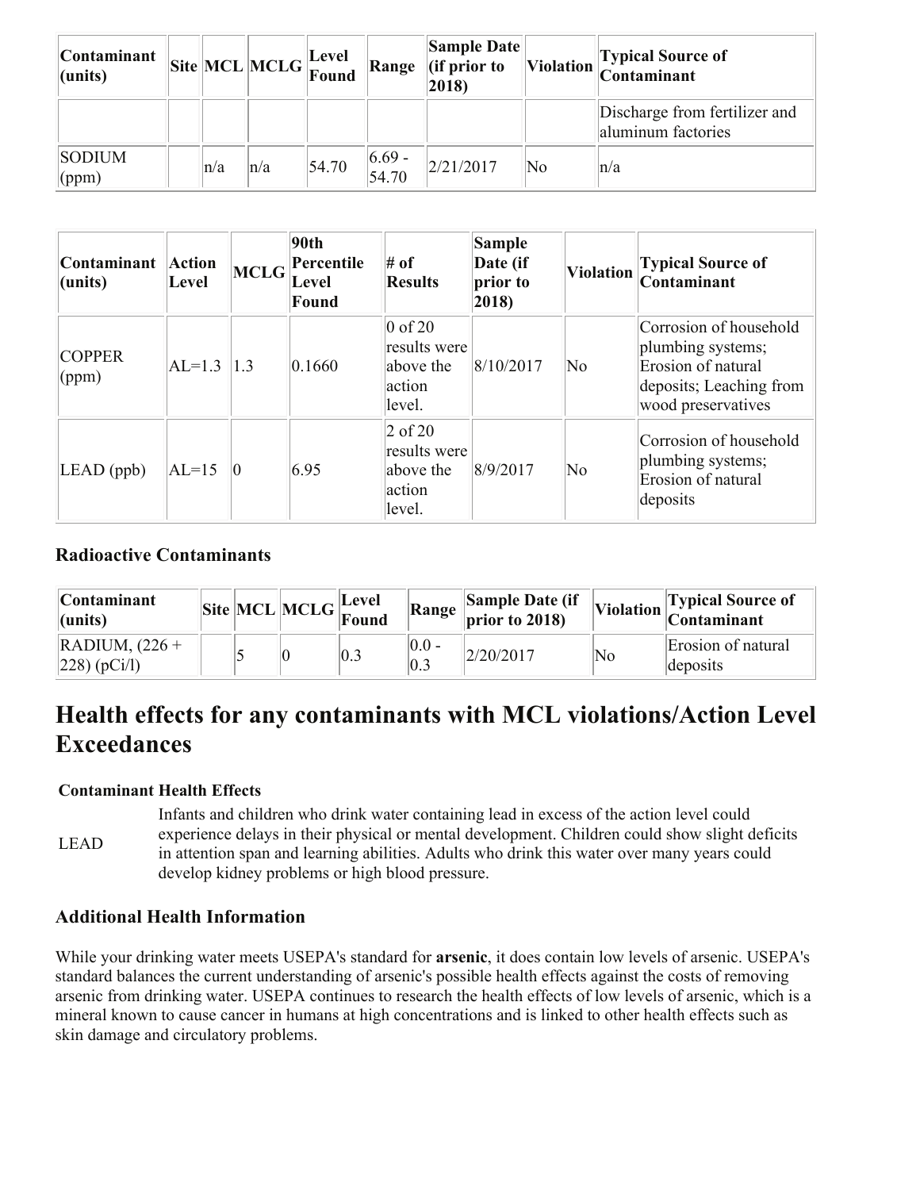| Contaminant (units) | Site | MCL | MCLG | Level Found | Range | Sample Date (if prior to 2018) | Violation | Typical Source of Contaminant |
| --- | --- | --- | --- | --- | --- | --- | --- | --- |
| | | | | | | | | Discharge from fertilizer and aluminum factories |
| SODIUM (ppm) | | n/a | n/a | 54.70 | 6.69 - 54.70 | 2/21/2017 | No | n/a |

| Contaminant (units) | Action Level | MCLG | 90th Percentile Level Found | # of Results | Sample Date (if prior to 2018) | Violation | Typical Source of Contaminant |
| --- | --- | --- | --- | --- | --- | --- | --- |
| COPPER (ppm) | AL=1.3 | 1.3 | 0.1660 | 0 of 20 results were above the action level. | 8/10/2017 | No | Corrosion of household plumbing systems; Erosion of natural deposits; Leaching from wood preservatives |
| LEAD (ppb) | AL=15 | 0 | 6.95 | 2 of 20 results were above the action level. | 8/9/2017 | No | Corrosion of household plumbing systems; Erosion of natural deposits |

### Radioactive Contaminants

| Contaminant (units) | Site | MCL | MCLG | Level Found | Range | Sample Date (if prior to 2018) | Violation | Typical Source of Contaminant |
| --- | --- | --- | --- | --- | --- | --- | --- | --- |
| RADIUM, (226 + 228) (pCi/l) | | 5 | 0 | 0.3 | 0.0 - 0.3 | 2/20/2017 | No | Erosion of natural deposits |

# Health effects for any contaminants with MCL violations/Action Level Exceedances

| Contaminant | Health Effects |
| --- | --- |
| LEAD | Infants and children who drink water containing lead in excess of the action level could experience delays in their physical or mental development. Children could show slight deficits in attention span and learning abilities. Adults who drink this water over many years could develop kidney problems or high blood pressure. |

### Additional Health Information

While your drinking water meets USEPA's standard for **arsenic**, it does contain low levels of arsenic. USEPA's standard balances the current understanding of arsenic's possible health effects against the costs of removing arsenic from drinking water. USEPA continues to research the health effects of low levels of arsenic, which is a mineral known to cause cancer in humans at high concentrations and is linked to other health effects such as skin damage and circulatory problems.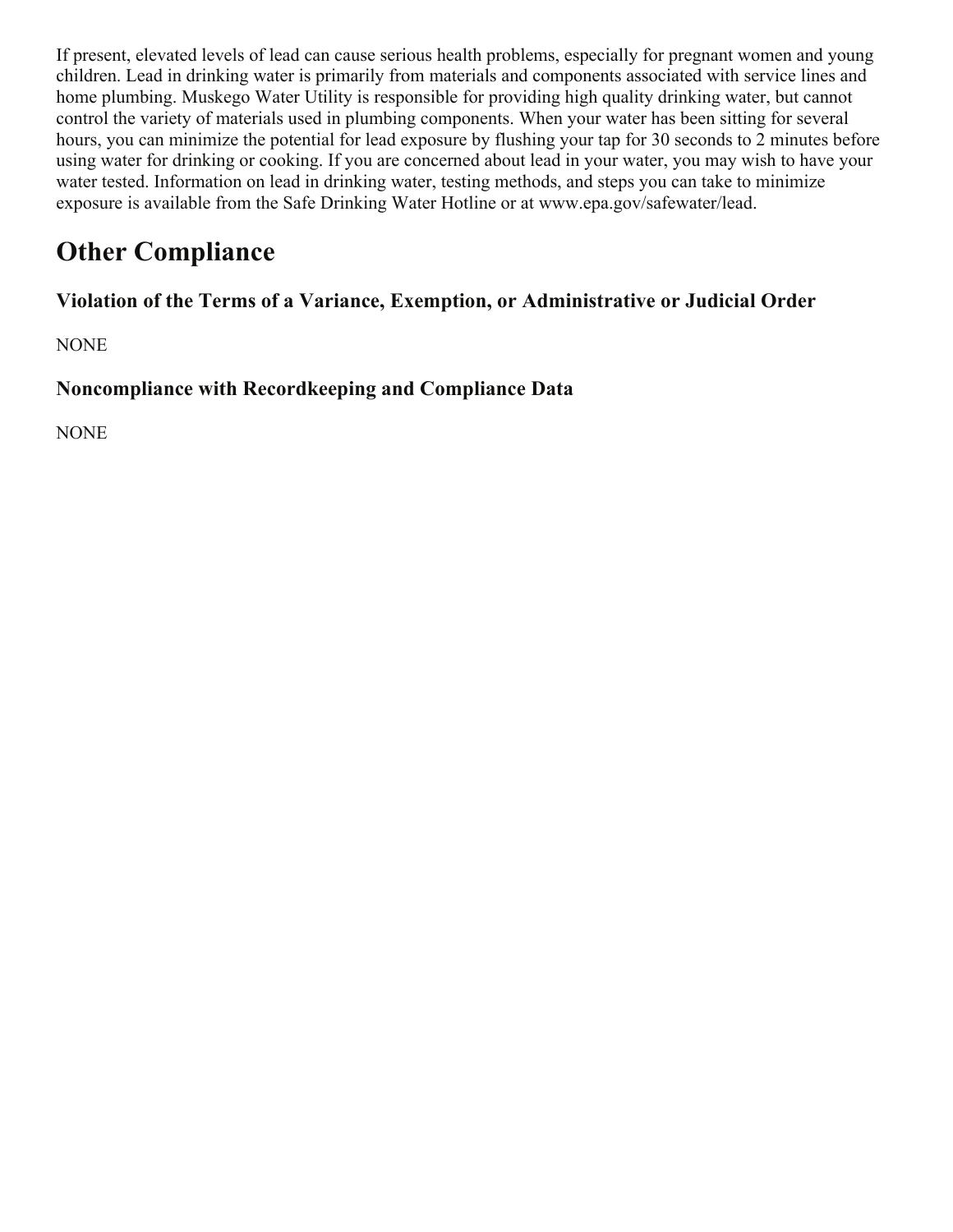If present, elevated levels of lead can cause serious health problems, especially for pregnant women and young children. Lead in drinking water is primarily from materials and components associated with service lines and home plumbing. Muskego Water Utility is responsible for providing high quality drinking water, but cannot control the variety of materials used in plumbing components. When your water has been sitting for several hours, you can minimize the potential for lead exposure by flushing your tap for 30 seconds to 2 minutes before using water for drinking or cooking. If you are concerned about lead in your water, you may wish to have your water tested. Information on lead in drinking water, testing methods, and steps you can take to minimize exposure is available from the Safe Drinking Water Hotline or at www.epa.gov/safewater/lead.

# Other Compliance

## Violation of the Terms of a Variance, Exemption, or Administrative or Judicial Order

NONE

## Noncompliance with Recordkeeping and Compliance Data

NONE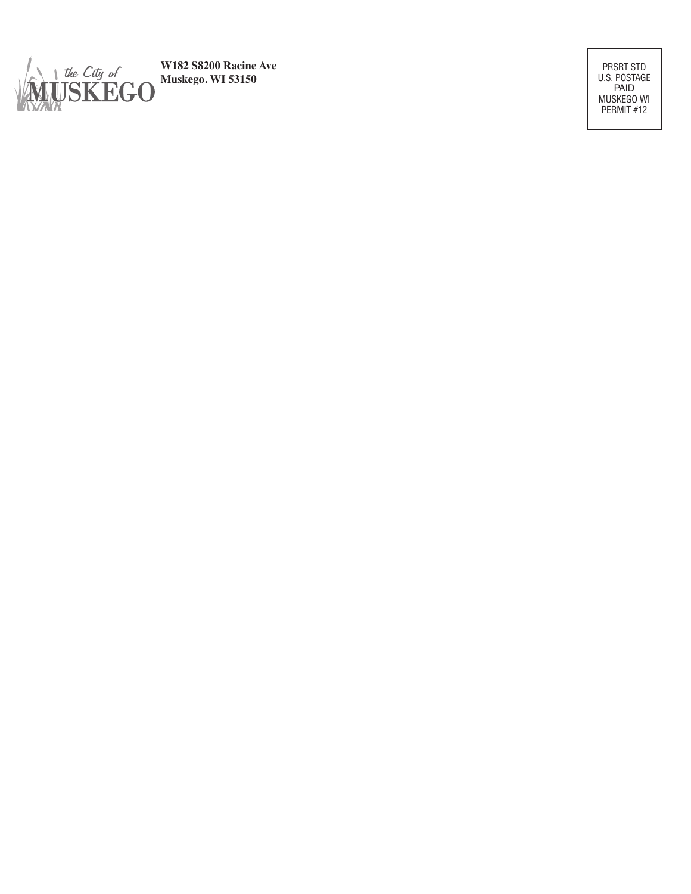the City of MUSKEGO

**W182 S8200 Racine Ave**
**Muskego. WI 53150**

PRSRT STD
U.S. POSTAGE
PAID
MUSKEGO WI
PERMIT #12